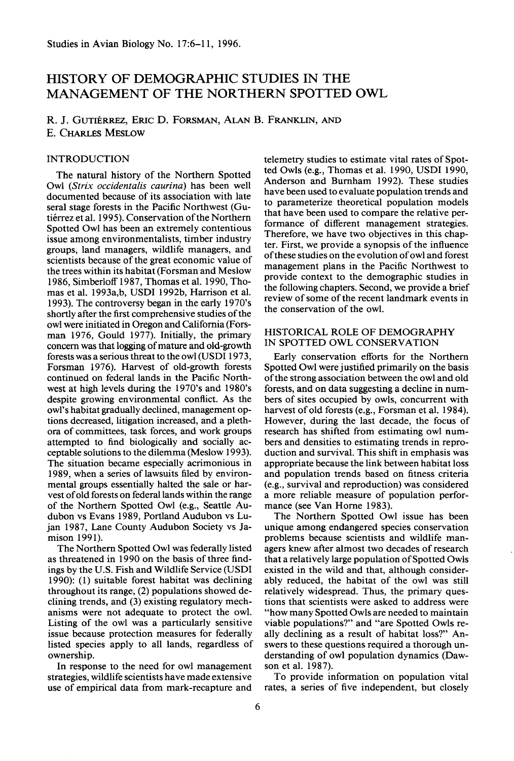# HISTORY OF DEMOGRAPHIC STUDIES IN THE MANAGEMENT OF THE NORTHERN SPOTTED OWL

R. J. GUTIÉRREZ, ERIC D. FORSMAN, ALAN B. FRANKLIN, AND E. CHARLES MESLOW

## INTRODUCTION

The natural history of the Northern Spotted Owl (*Strix occidentalis caurina*) has been well documented because of its association with late seral stage forests in the Pacific Northwest (Gutiérrez et al. 1995). Conservation of the Northern Spotted Owl has been an extremely contentious issue among environmentalists, timber industry groups, land managers, wildlife managers, and scientists because of the great economic value of the trees within its habitat (Forsman and Meslow 1986, Simberloff 1987, Thomas et al. 1990, Thomas et al. 1993a,b, USDI 1992b, Harrison et al. 1993). The controversy began in the early 1970's shortly after the first comprehensive studies of the owl were initiated in Oregon and California (Forsman 1976, Gould 1977). Initially, the primary concern was that logging of mature and old-growth forests was a serious threat to the owl (USDI 1973, Forsman 1976). Harvest of old-growth forests continued on federal lands in the Pacific Northwest at high levels during the 1970's and 1980's despite growing environmental conflict. As the owl's habitat gradually declined, management options decreased, litigation increased, and a plethora of committees, task forces, and work groups attempted to find biologically and socially acceptable solutions to the dilemma (Meslow 1993). The situation became especially acrimonious in 1989, when a series of lawsuits filed by environmental groups essentially halted the sale or harvest of old forests on federal lands within the range of the Northern Spotted Owl (e.g., Seattle Audubon vs Evans 1989, Portland Audubon vs Lujan 1987, Lane County Audubon Society vs Jamison 1991).

The Northern Spotted Owl was federally listed as threatened in 1990 on the basis of three findings by the U.S. Fish and Wildlife Service (USDI 1990): (1) suitable forest habitat was declining throughout its range, (2) populations showed declining trends, and (3) existing regulatory mechanisms were not adequate to protect the owl. Listing of the owl was a particularly sensitive issue because protection measures for federally listed species apply to all lands, regardless of ownership.

In response to the need for owl management strategies, wildlife scientists have made extensive use of empirical data from mark-recapture and telemetry studies to estimate vital rates of Spotted Owls (e.g., Thomas et al. 1990, USDI 1990, Anderson and Burnham 1992). These studies have been used to evaluate population trends and to parameterize theoretical population models that have been used to compare the relative performance of different management strategies. Therefore, we have two objectives in this chapter. First, we provide a synopsis of the influence of these studies on the evolution of owl and forest management plans in the Pacific Northwest to provide context to the demographic studies in the following chapters. Second, we provide a brief review of some of the recent landmark events in the conservation of the owl.

## HISTORICAL ROLE OF DEMOGRAPHY IN SPOTTED OWL CONSERVATION

Early conservation efforts for the Northern Spotted Owl were justified primarily on the basis of the strong association between the owl and old forests, and on data suggesting a decline in numbers of sites occupied by owls, concurrent with harvest of old forests (e.g., Forsman et al. 1984). However, during the last decade, the focus of research has shifted from estimating owl numbers and densities to estimating trends in reproduction and survival. This shift in emphasis was appropriate because the link between habitat loss and population trends based on fitness criteria (e.g., survival and reproduction) was considered a more reliable measure of population performance (see Van Horne 1983).

The Northern Spotted Owl issue has been unique among endangered species conservation problems because scientists and wildlife managers knew after almost two decades of research that a relatively large population of Spotted Owls existed in the wild and that, although considerably reduced, the habitat of the owl was still relatively widespread. Thus, the primary questions that scientists were asked to address were "how many Spotted Owls are needed to maintain viable populations?" and "are Spotted Owls really declining as a result of habitat loss?" Answers to these questions required a thorough understanding of owl population dynamics (Dawson et al. 1987).

To provide information on population vital rates, a series of five independent, but closely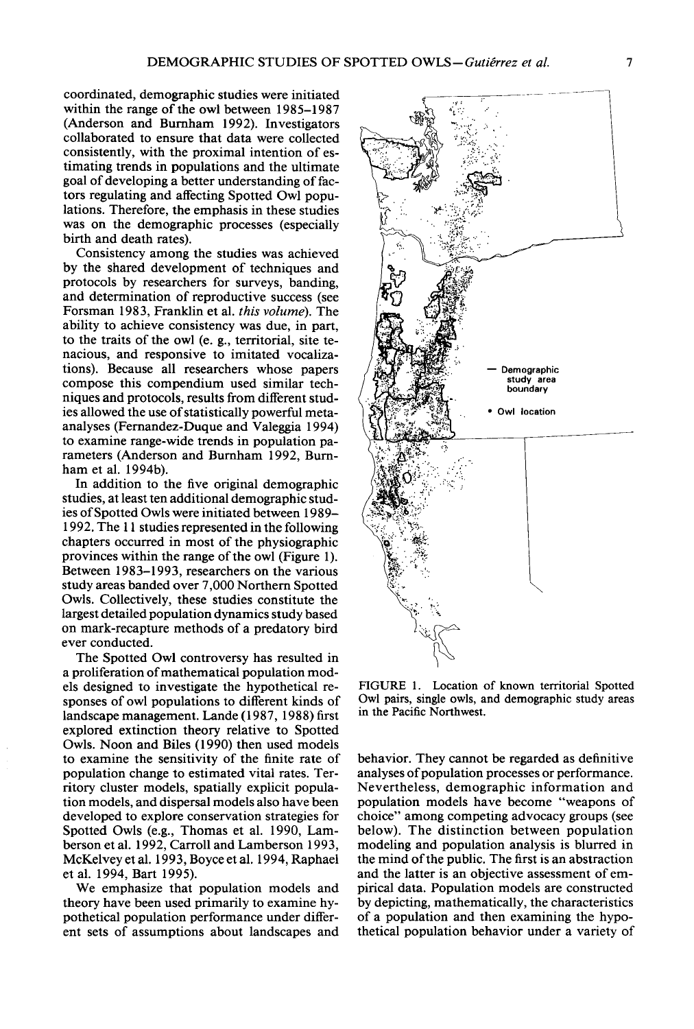coordinated, demographic studies were initiated within the range of the owl between 1985–1987 (Anderson and Burnham 1992). Investigators collaborated to ensure that data were collected consistently, with the proximal intention of estimating trends in populations and the ultimate goal of developing a better understanding of factors regulating and affecting Spotted Owl populations. Therefore, the emphasis in these studies was on the demographic processes (especially birth and death rates).

Consistency among the studies was achieved by the shared development of techniques and protocols by researchers for surveys, banding, and determination of reproductive success (see Forsman 1983, Franklin et al. *this volume*). The ability to achieve consistency was due, in part, to the traits of the owl (e. g., territorial, site tenacious, and responsive to imitated vocalizations). Because all researchers whose papers compose this compendium used similar techniques and protocols, results from different studies allowed the use of statistically powerful meta-analyses (Fernandez-Duque and Valeggia 1994) to examine range-wide trends in population parameters (Anderson and Burnham 1992, Burnham et al. 1994b).

In addition to the five original demographic studies, at least ten additional demographic studies of Spotted Owls were initiated between 1989–1992. The 11 studies represented in the following chapters occurred in most of the physiographic provinces within the range of the owl (Figure 1). Between 1983–1993, researchers on the various study areas banded over 7,000 Northern Spotted Owls. Collectively, these studies constitute the largest detailed population dynamics study based on mark-recapture methods of a predatory bird ever conducted.

The Spotted Owl controversy has resulted in a proliferation of mathematical population models designed to investigate the hypothetical responses of owl populations to different kinds of landscape management. Lande (1987, 1988) first explored extinction theory relative to Spotted Owls. Noon and Biles (1990) then used models to examine the sensitivity of the finite rate of population change to estimated vital rates. Territory cluster models, spatially explicit population models, and dispersal models also have been developed to explore conservation strategies for Spotted Owls (e.g., Thomas et al. 1990, Lamberson et al. 1992, Carroll and Lamberson 1993, McKelvey et al. 1993, Boyce et al. 1994, Raphael et al. 1994, Bart 1995).

We emphasize that population models and theory have been used primarily to examine hypothetical population performance under different sets of assumptions about landscapes and behavior. They cannot be regarded as definitive analyses of population processes or performance. Nevertheless, demographic information and population models have become "weapons of choice" among competing advocacy groups (see below). The distinction between population modeling and population analysis is blurred in the mind of the public. The first is an abstraction and the latter is an objective assessment of empirical data. Population models are constructed by depicting, mathematically, the characteristics of a population and then examining the hypothetical population behavior under a variety of

FIGURE 1. Location of known territorial Spotted Owl pairs, single owls, and demographic study areas in the Pacific Northwest.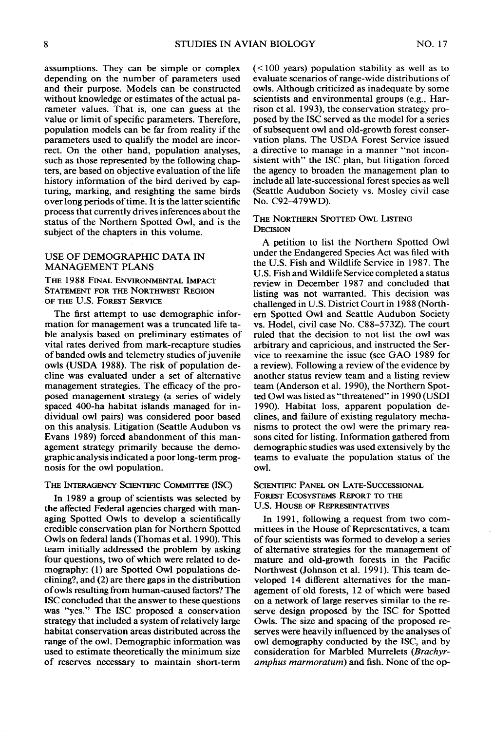assumptions. They can be simple or complex depending on the number of parameters used and their purpose. Models can be constructed without knowledge or estimates of the actual parameter values. That is, one can guess at the value or limit of specific parameters. Therefore, population models can be far from reality if the parameters used to qualify the model are incorrect. On the other hand, population analyses, such as those represented by the following chapters, are based on objective evaluation of the life history information of the bird derived by capturing, marking, and resighting the same birds over long periods of time. It is the latter scientific process that currently drives inferences about the status of the Northern Spotted Owl, and is the subject of the chapters in this volume.

## USE OF DEMOGRAPHIC DATA IN MANAGEMENT PLANS

### THE 1988 FINAL ENVIRONMENTAL IMPACT STATEMENT FOR THE NORTHWEST REGION OF THE U.S. FOREST SERVICE

The first attempt to use demographic information for management was a truncated life table analysis based on preliminary estimates of vital rates derived from mark-recapture studies of banded owls and telemetry studies of juvenile owls (USDA 1988). The risk of population decline was evaluated under a set of alternative management strategies. The efficacy of the proposed management strategy (a series of widely spaced 400-ha habitat islands managed for individual owl pairs) was considered poor based on this analysis. Litigation (Seattle Audubon vs Evans 1989) forced abandonment of this management strategy primarily because the demographic analysis indicated a poor long-term prognosis for the owl population.

### THE INTERAGENCY SCIENTIFIC COMMITTEE (ISC)

In 1989 a group of scientists was selected by the affected Federal agencies charged with managing Spotted Owls to develop a scientifically credible conservation plan for Northern Spotted Owls on federal lands (Thomas et al. 1990). This team initially addressed the problem by asking four questions, two of which were related to demography: (1) are Spotted Owl populations declining?, and (2) are there gaps in the distribution of owls resulting from human-caused factors? The ISC concluded that the answer to these questions was "yes." The ISC proposed a conservation strategy that included a system of relatively large habitat conservation areas distributed across the range of the owl. Demographic information was used to estimate theoretically the minimum size of reserves necessary to maintain short-term (<100 years) population stability as well as to evaluate scenarios of range-wide distributions of owls. Although criticized as inadequate by some scientists and environmental groups (e.g., Harrison et al. 1993), the conservation strategy proposed by the ISC served as the model for a series of subsequent owl and old-growth forest conservation plans. The USDA Forest Service issued a directive to manage in a manner "not inconsistent with" the ISC plan, but litigation forced the agency to broaden the management plan to include all late-successional forest species as well (Seattle Audubon Society vs. Mosley civil case No. C92–479WD).

### THE NORTHERN SPOTTED OWL LISTING DECISION

A petition to list the Northern Spotted Owl under the Endangered Species Act was filed with the U.S. Fish and Wildlife Service in 1987. The U.S. Fish and Wildlife Service completed a status review in December 1987 and concluded that listing was not warranted. This decision was challenged in U.S. District Court in 1988 (Northern Spotted Owl and Seattle Audubon Society vs. Hodel, civil case No. C88–573Z). The court ruled that the decision to not list the owl was arbitrary and capricious, and instructed the Service to reexamine the issue (see GAO 1989 for a review). Following a review of the evidence by another status review team and a listing review team (Anderson et al. 1990), the Northern Spotted Owl was listed as "threatened" in 1990 (USDI 1990). Habitat loss, apparent population declines, and failure of existing regulatory mechanisms to protect the owl were the primary reasons cited for listing. Information gathered from demographic studies was used extensively by the teams to evaluate the population status of the owl.

### SCIENTIFIC PANEL ON LATE-SUCCESSIONAL FOREST ECOSYSTEMS REPORT TO THE U.S. HOUSE OF REPRESENTATIVES

In 1991, following a request from two committees in the House of Representatives, a team of four scientists was formed to develop a series of alternative strategies for the management of mature and old-growth forests in the Pacific Northwest (Johnson et al. 1991). This team developed 14 different alternatives for the management of old forests, 12 of which were based on a network of large reserves similar to the reserve design proposed by the ISC for Spotted Owls. The size and spacing of the proposed reserves were heavily influenced by the analyses of owl demography conducted by the ISC, and by consideration for Marbled Murrelets (*Brachyramphus marmoratum*) and fish. None of the op-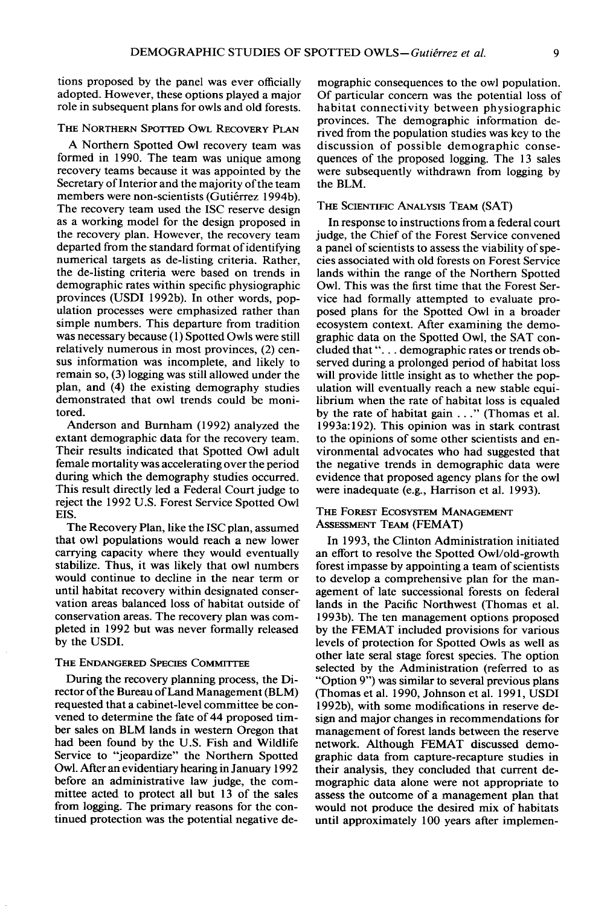tions proposed by the panel was ever officially adopted. However, these options played a major role in subsequent plans for owls and old forests.

### The Northern Spotted Owl Recovery Plan

A Northern Spotted Owl recovery team was formed in 1990. The team was unique among recovery teams because it was appointed by the Secretary of Interior and the majority of the team members were non-scientists (Gutiérrez 1994b). The recovery team used the ISC reserve design as a working model for the design proposed in the recovery plan. However, the recovery team departed from the standard format of identifying numerical targets as de-listing criteria. Rather, the de-listing criteria were based on trends in demographic rates within specific physiographic provinces (USDI 1992b). In other words, population processes were emphasized rather than simple numbers. This departure from tradition was necessary because (1) Spotted Owls were still relatively numerous in most provinces, (2) census information was incomplete, and likely to remain so, (3) logging was still allowed under the plan, and (4) the existing demography studies demonstrated that owl trends could be monitored.

Anderson and Burnham (1992) analyzed the extant demographic data for the recovery team. Their results indicated that Spotted Owl adult female mortality was accelerating over the period during which the demography studies occurred. This result directly led a Federal Court judge to reject the 1992 U.S. Forest Service Spotted Owl EIS.

The Recovery Plan, like the ISC plan, assumed that owl populations would reach a new lower carrying capacity where they would eventually stabilize. Thus, it was likely that owl numbers would continue to decline in the near term or until habitat recovery within designated conservation areas balanced loss of habitat outside of conservation areas. The recovery plan was completed in 1992 but was never formally released by the USDI.

### The Endangered Species Committee

During the recovery planning process, the Director of the Bureau of Land Management (BLM) requested that a cabinet-level committee be convened to determine the fate of 44 proposed timber sales on BLM lands in western Oregon that had been found by the U.S. Fish and Wildlife Service to "jeopardize" the Northern Spotted Owl. After an evidentiary hearing in January 1992 before an administrative law judge, the committee acted to protect all but 13 of the sales from logging. The primary reasons for the continued protection was the potential negative demographic consequences to the owl population. Of particular concern was the potential loss of habitat connectivity between physiographic provinces. The demographic information derived from the population studies was key to the discussion of possible demographic consequences of the proposed logging. The 13 sales were subsequently withdrawn from logging by the BLM.

### The Scientific Analysis Team (SAT)

In response to instructions from a federal court judge, the Chief of the Forest Service convened a panel of scientists to assess the viability of species associated with old forests on Forest Service lands within the range of the Northern Spotted Owl. This was the first time that the Forest Service had formally attempted to evaluate proposed plans for the Spotted Owl in a broader ecosystem context. After examining the demographic data on the Spotted Owl, the SAT concluded that ". . . demographic rates or trends observed during a prolonged period of habitat loss will provide little insight as to whether the population will eventually reach a new stable equilibrium when the rate of habitat loss is equaled by the rate of habitat gain . . ." (Thomas et al. 1993a:192). This opinion was in stark contrast to the opinions of some other scientists and environmental advocates who had suggested that the negative trends in demographic data were evidence that proposed agency plans for the owl were inadequate (e.g., Harrison et al. 1993).

### The Forest Ecosystem Management Assessment Team (FEMAT)

In 1993, the Clinton Administration initiated an effort to resolve the Spotted Owl/old-growth forest impasse by appointing a team of scientists to develop a comprehensive plan for the management of late successional forests on federal lands in the Pacific Northwest (Thomas et al. 1993b). The ten management options proposed by the FEMAT included provisions for various levels of protection for Spotted Owls as well as other late seral stage forest species. The option selected by the Administration (referred to as "Option 9") was similar to several previous plans (Thomas et al. 1990, Johnson et al. 1991, USDI 1992b), with some modifications in reserve design and major changes in recommendations for management of forest lands between the reserve network. Although FEMAT discussed demographic data from capture-recapture studies in their analysis, they concluded that current demographic data alone were not appropriate to assess the outcome of a management plan that would not produce the desired mix of habitats until approximately 100 years after implemen-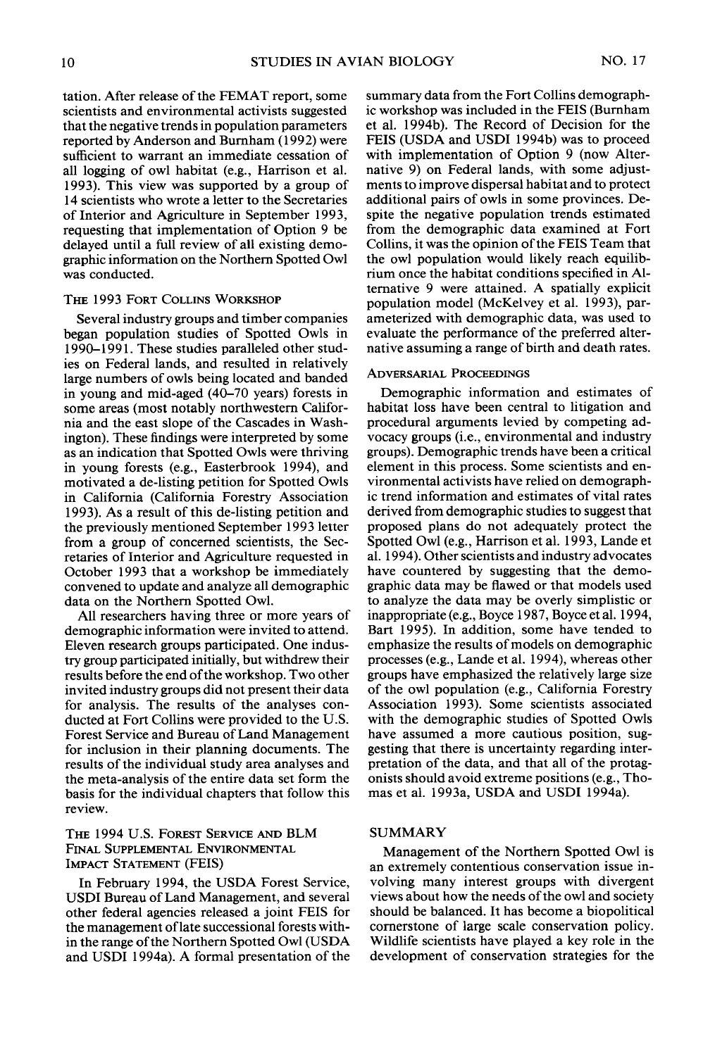tation. After release of the FEMAT report, some scientists and environmental activists suggested that the negative trends in population parameters reported by Anderson and Burnham (1992) were sufficient to warrant an immediate cessation of all logging of owl habitat (e.g., Harrison et al. 1993). This view was supported by a group of 14 scientists who wrote a letter to the Secretaries of Interior and Agriculture in September 1993, requesting that implementation of Option 9 be delayed until a full review of all existing demographic information on the Northern Spotted Owl was conducted.

### THE 1993 FORT COLLINS WORKSHOP

Several industry groups and timber companies began population studies of Spotted Owls in 1990–1991. These studies paralleled other studies on Federal lands, and resulted in relatively large numbers of owls being located and banded in young and mid-aged (40–70 years) forests in some areas (most notably northwestern California and the east slope of the Cascades in Washington). These findings were interpreted by some as an indication that Spotted Owls were thriving in young forests (e.g., Easterbrook 1994), and motivated a de-listing petition for Spotted Owls in California (California Forestry Association 1993). As a result of this de-listing petition and the previously mentioned September 1993 letter from a group of concerned scientists, the Secretaries of Interior and Agriculture requested in October 1993 that a workshop be immediately convened to update and analyze all demographic data on the Northern Spotted Owl.

All researchers having three or more years of demographic information were invited to attend. Eleven research groups participated. One industry group participated initially, but withdrew their results before the end of the workshop. Two other invited industry groups did not present their data for analysis. The results of the analyses conducted at Fort Collins were provided to the U.S. Forest Service and Bureau of Land Management for inclusion in their planning documents. The results of the individual study area analyses and the meta-analysis of the entire data set form the basis for the individual chapters that follow this review.

### THE 1994 U.S. FOREST SERVICE AND BLM FINAL SUPPLEMENTAL ENVIRONMENTAL IMPACT STATEMENT (FEIS)

In February 1994, the USDA Forest Service, USDI Bureau of Land Management, and several other federal agencies released a joint FEIS for the management of late successional forests within the range of the Northern Spotted Owl (USDA and USDI 1994a). A formal presentation of the summary data from the Fort Collins demographic workshop was included in the FEIS (Burnham et al. 1994b). The Record of Decision for the FEIS (USDA and USDI 1994b) was to proceed with implementation of Option 9 (now Alternative 9) on Federal lands, with some adjustments to improve dispersal habitat and to protect additional pairs of owls in some provinces. Despite the negative population trends estimated from the demographic data examined at Fort Collins, it was the opinion of the FEIS Team that the owl population would likely reach equilibrium once the habitat conditions specified in Alternative 9 were attained. A spatially explicit population model (McKelvey et al. 1993), parameterized with demographic data, was used to evaluate the performance of the preferred alternative assuming a range of birth and death rates.

### ADVERSARIAL PROCEEDINGS

Demographic information and estimates of habitat loss have been central to litigation and procedural arguments levied by competing advocacy groups (i.e., environmental and industry groups). Demographic trends have been a critical element in this process. Some scientists and environmental activists have relied on demographic trend information and estimates of vital rates derived from demographic studies to suggest that proposed plans do not adequately protect the Spotted Owl (e.g., Harrison et al. 1993, Lande et al. 1994). Other scientists and industry advocates have countered by suggesting that the demographic data may be flawed or that models used to analyze the data may be overly simplistic or inappropriate (e.g., Boyce 1987, Boyce et al. 1994, Bart 1995). In addition, some have tended to emphasize the results of models on demographic processes (e.g., Lande et al. 1994), whereas other groups have emphasized the relatively large size of the owl population (e.g., California Forestry Association 1993). Some scientists associated with the demographic studies of Spotted Owls have assumed a more cautious position, suggesting that there is uncertainty regarding interpretation of the data, and that all of the protagonists should avoid extreme positions (e.g., Thomas et al. 1993a, USDA and USDI 1994a).

## SUMMARY

Management of the Northern Spotted Owl is an extremely contentious conservation issue involving many interest groups with divergent views about how the needs of the owl and society should be balanced. It has become a biopolitical cornerstone of large scale conservation policy. Wildlife scientists have played a key role in the development of conservation strategies for the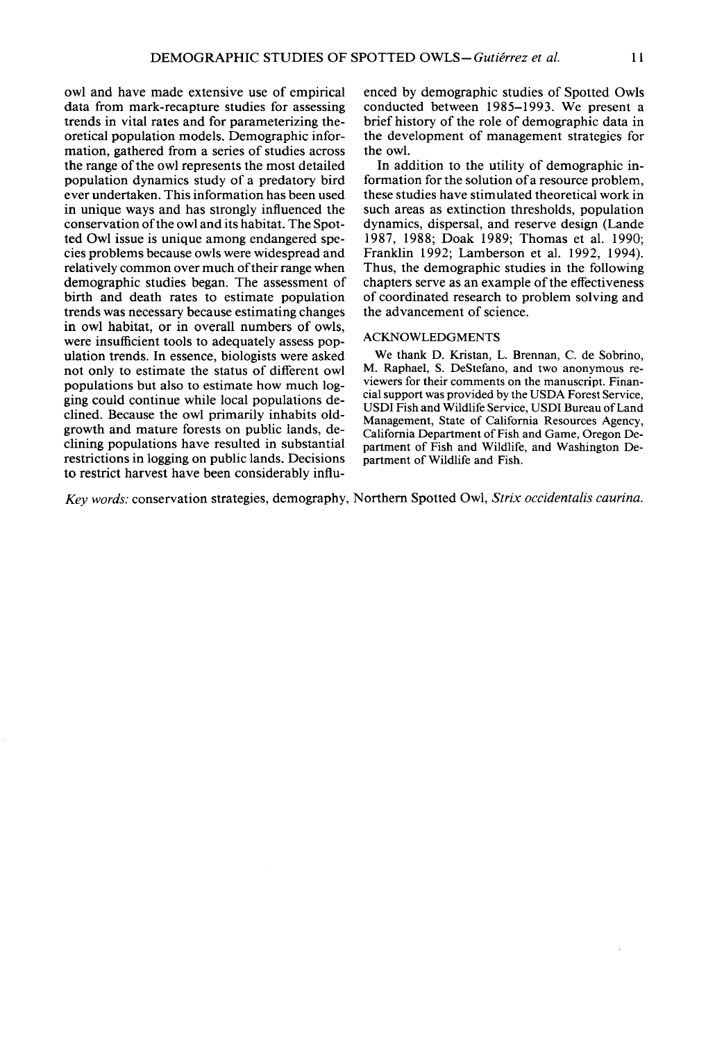owl and have made extensive use of empirical data from mark-recapture studies for assessing trends in vital rates and for parameterizing theoretical population models. Demographic information, gathered from a series of studies across the range of the owl represents the most detailed population dynamics study of a predatory bird ever undertaken. This information has been used in unique ways and has strongly influenced the conservation of the owl and its habitat. The Spotted Owl issue is unique among endangered species problems because owls were widespread and relatively common over much of their range when demographic studies began. The assessment of birth and death rates to estimate population trends was necessary because estimating changes in owl habitat, or in overall numbers of owls, were insufficient tools to adequately assess population trends. In essence, biologists were asked not only to estimate the status of different owl populations but also to estimate how much logging could continue while local populations declined. Because the owl primarily inhabits old-growth and mature forests on public lands, declining populations have resulted in substantial restrictions in logging on public lands. Decisions to restrict harvest have been considerably influenced by demographic studies of Spotted Owls conducted between 1985–1993. We present a brief history of the role of demographic data in the development of management strategies for the owl.

In addition to the utility of demographic information for the solution of a resource problem, these studies have stimulated theoretical work in such areas as extinction thresholds, population dynamics, dispersal, and reserve design (Lande 1987, 1988; Doak 1989; Thomas et al. 1990; Franklin 1992; Lamberson et al. 1992, 1994). Thus, the demographic studies in the following chapters serve as an example of the effectiveness of coordinated research to problem solving and the advancement of science.

## ACKNOWLEDGMENTS

We thank D. Kristan, L. Brennan, C. de Sobrino, M. Raphael, S. DeStefano, and two anonymous reviewers for their comments on the manuscript. Financial support was provided by the USDA Forest Service, USDI Fish and Wildlife Service, USDI Bureau of Land Management, State of California Resources Agency, California Department of Fish and Game, Oregon Department of Fish and Wildlife, and Washington Department of Wildlife and Fish.

*Key words:* conservation strategies, demography, Northern Spotted Owl, *Strix occidentalis caurina*.